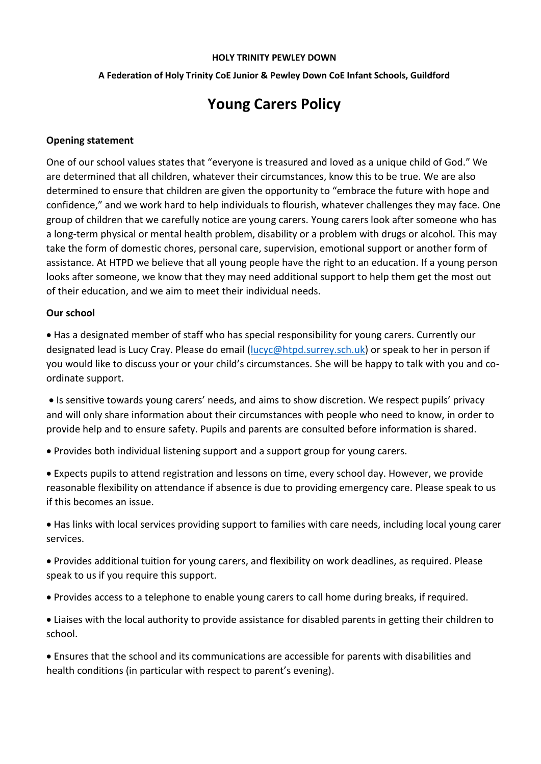**HOLY TRINITY PEWLEY DOWN**

**A Federation of Holy Trinity CoE Junior & Pewley Down CoE Infant Schools, Guildford**

# Young Carers Policy

### Opening statement

One of our school values states that "everyone is treasured and loved as a unique child of God." We are determined that all children, whatever their circumstances, know this to be true. We are also determined to ensure that children are given the opportunity to "embrace the future with hope and confidence," and we work hard to help individuals to flourish, whatever challenges they may face. One group of children that we carefully notice are young carers. Young carers look after someone who has a long-term physical or mental health problem, disability or a problem with drugs or alcohol. This may take the form of domestic chores, personal care, supervision, emotional support or another form of assistance. At HTPD we believe that all young people have the right to an education. If a young person looks after someone, we know that they may need additional support to help them get the most out of their education, and we aim to meet their individual needs.

### Our school

- Has a designated member of staff who has special responsibility for young carers. Currently our designated lead is Lucy Cray. Please do email (lucyc@htpd.surrey.sch.uk) or speak to her in person if you would like to discuss your or your child's circumstances. She will be happy to talk with you and co-ordinate support.
- Is sensitive towards young carers' needs, and aims to show discretion. We respect pupils' privacy and will only share information about their circumstances with people who need to know, in order to provide help and to ensure safety. Pupils and parents are consulted before information is shared.
- Provides both individual listening support and a support group for young carers.
- Expects pupils to attend registration and lessons on time, every school day. However, we provide reasonable flexibility on attendance if absence is due to providing emergency care. Please speak to us if this becomes an issue.
- Has links with local services providing support to families with care needs, including local young carer services.
- Provides additional tuition for young carers, and flexibility on work deadlines, as required. Please speak to us if you require this support.
- Provides access to a telephone to enable young carers to call home during breaks, if required.
- Liaises with the local authority to provide assistance for disabled parents in getting their children to school.
- Ensures that the school and its communications are accessible for parents with disabilities and health conditions (in particular with respect to parent's evening).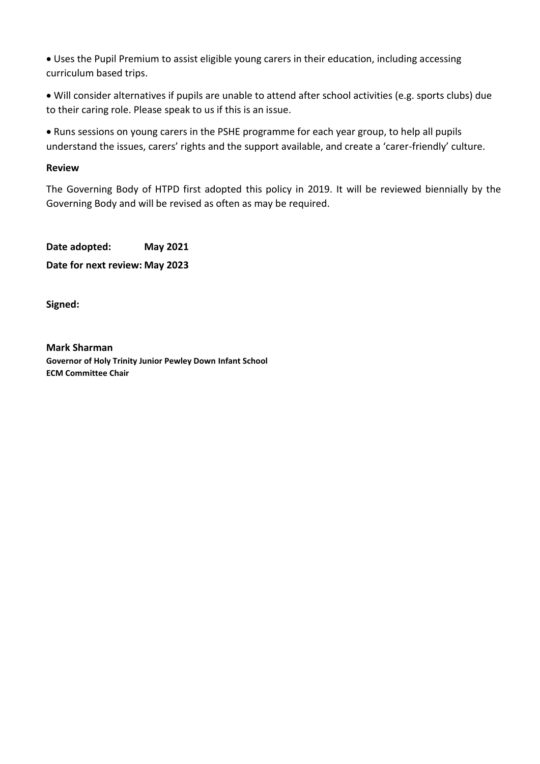- Uses the Pupil Premium to assist eligible young carers in their education, including accessing curriculum based trips.
- Will consider alternatives if pupils are unable to attend after school activities (e.g. sports clubs) due to their caring role. Please speak to us if this is an issue.
- Runs sessions on young carers in the PSHE programme for each year group, to help all pupils understand the issues, carers' rights and the support available, and create a 'carer-friendly' culture.

**Review**

The Governing Body of HTPD first adopted this policy in 2019. It will be reviewed biennially by the Governing Body and will be revised as often as may be required.

**Date adopted:** **May 2021**

**Date for next review:** **May 2023**

**Signed:**

**Mark Sharman**
**Governor of Holy Trinity Junior Pewley Down Infant School**
**ECM Committee Chair**